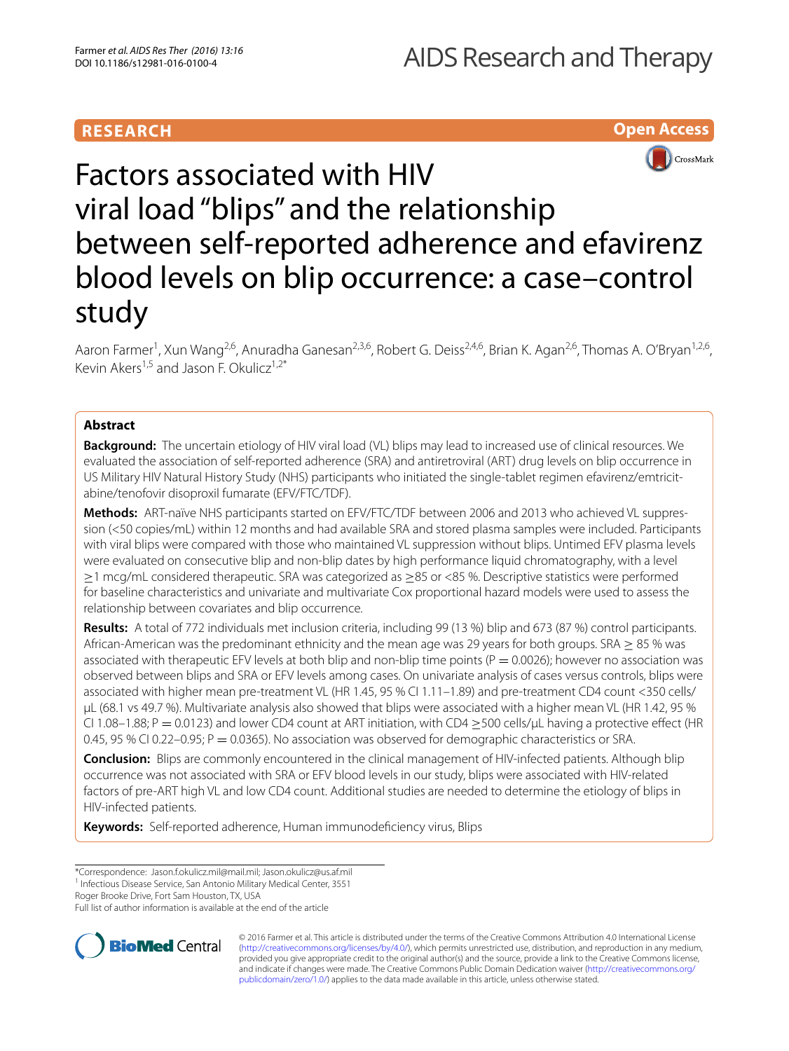**RESEARCH** **Open Access**

# Factors associated with HIV viral load "blips" and the relationship between self-reported adherence and efavirenz blood levels on blip occurrence: a case–control study

Aaron Farmer[1], Xun Wang[2,6], Anuradha Ganesan[2,3,6], Robert G. Deiss[2,4,6], Brian K. Agan[2,6], Thomas A. O'Bryan[1,2,6], Kevin Akers[1,5] and Jason F. Okulicz[1,2*]

## Abstract

**Background:** The uncertain etiology of HIV viral load (VL) blips may lead to increased use of clinical resources. We evaluated the association of self-reported adherence (SRA) and antiretroviral (ART) drug levels on blip occurrence in US Military HIV Natural History Study (NHS) participants who initiated the single-tablet regimen efavirenz/emtricitabine/tenofovir disoproxil fumarate (EFV/FTC/TDF).

**Methods:** ART-naïve NHS participants started on EFV/FTC/TDF between 2006 and 2013 who achieved VL suppression (<50 copies/mL) within 12 months and had available SRA and stored plasma samples were included. Participants with viral blips were compared with those who maintained VL suppression without blips. Untimed EFV plasma levels were evaluated on consecutive blip and non-blip dates by high performance liquid chromatography, with a level ≥1 mcg/mL considered therapeutic. SRA was categorized as ≥85 or <85 %. Descriptive statistics were performed for baseline characteristics and univariate and multivariate Cox proportional hazard models were used to assess the relationship between covariates and blip occurrence.

**Results:** A total of 772 individuals met inclusion criteria, including 99 (13 %) blip and 673 (87 %) control participants. African-American was the predominant ethnicity and the mean age was 29 years for both groups. SRA ≥ 85 % was associated with therapeutic EFV levels at both blip and non-blip time points ($P = 0.0026$); however no association was observed between blips and SRA or EFV levels among cases. On univariate analysis of cases versus controls, blips were associated with higher mean pre-treatment VL (HR 1.45, 95 % CI 1.11–1.89) and pre-treatment CD4 count <350 cells/μL (68.1 vs 49.7 %). Multivariate analysis also showed that blips were associated with a higher mean VL (HR 1.42, 95 % CI 1.08–1.88; $P = 0.0123$) and lower CD4 count at ART initiation, with CD4 ≥500 cells/μL having a protective effect (HR 0.45, 95 % CI 0.22–0.95; $P = 0.0365$). No association was observed for demographic characteristics or SRA.

**Conclusion:** Blips are commonly encountered in the clinical management of HIV-infected patients. Although blip occurrence was not associated with SRA or EFV blood levels in our study, blips were associated with HIV-related factors of pre-ART high VL and low CD4 count. Additional studies are needed to determine the etiology of blips in HIV-infected patients.

**Keywords:** Self-reported adherence, Human immunodeficiency virus, Blips

*Correspondence: Jason.f.okulicz.mil@mail.mil; Jason.okulicz@us.af.mil
[1] Infectious Disease Service, San Antonio Military Medical Center, 3551 Roger Brooke Drive, Fort Sam Houston, TX, USA
Full list of author information is available at the end of the article

© 2016 Farmer et al. This article is distributed under the terms of the Creative Commons Attribution 4.0 International License (http://creativecommons.org/licenses/by/4.0/), which permits unrestricted use, distribution, and reproduction in any medium, provided you give appropriate credit to the original author(s) and the source, provide a link to the Creative Commons license, and indicate if changes were made. The Creative Commons Public Domain Dedication waiver (http://creativecommons.org/publicdomain/zero/1.0/) applies to the data made available in this article, unless otherwise stated.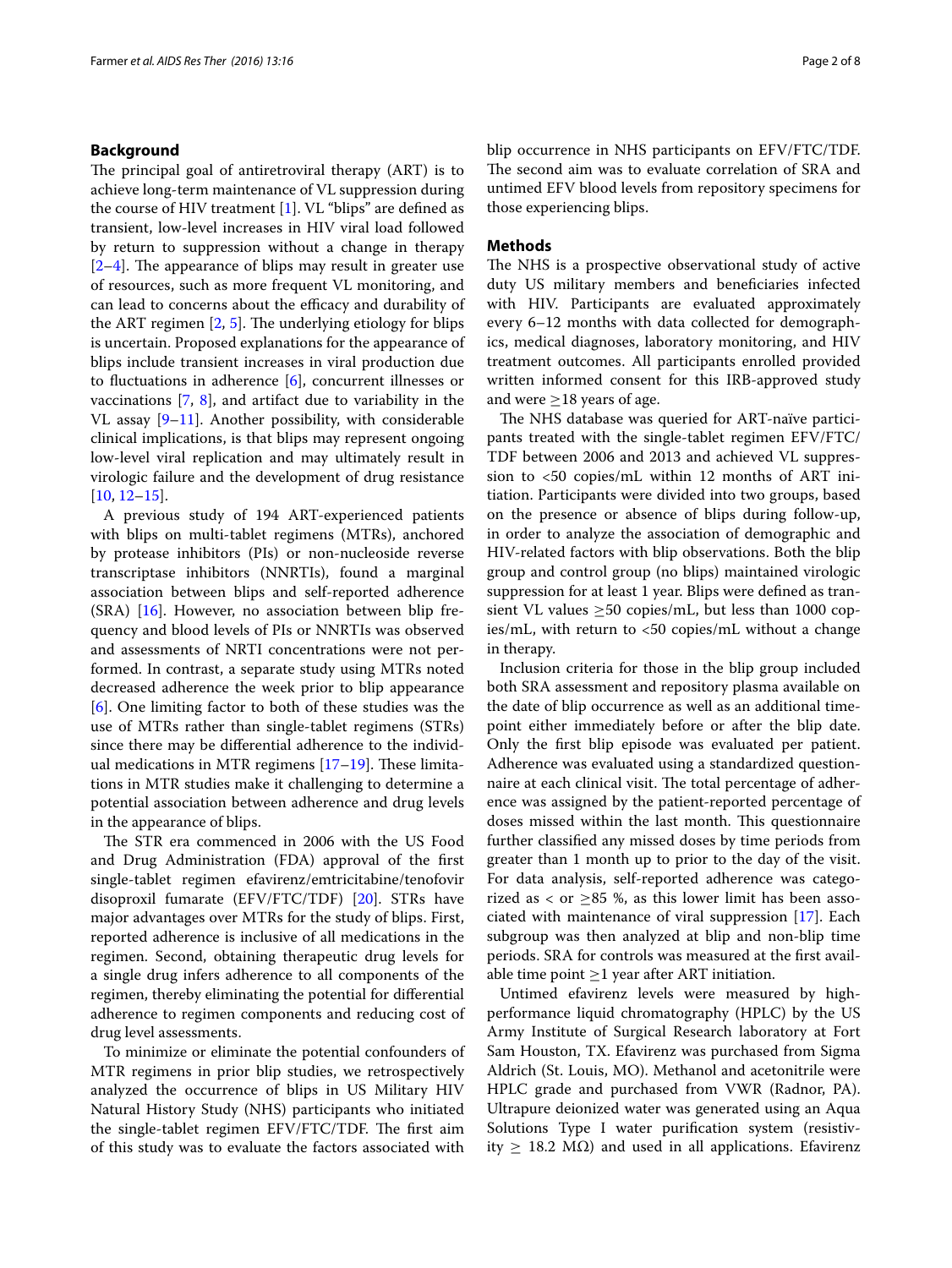## Background

The principal goal of antiretroviral therapy (ART) is to achieve long-term maintenance of VL suppression during the course of HIV treatment [1]. VL "blips" are defined as transient, low-level increases in HIV viral load followed by return to suppression without a change in therapy [2–4]. The appearance of blips may result in greater use of resources, such as more frequent VL monitoring, and can lead to concerns about the efficacy and durability of the ART regimen [2, 5]. The underlying etiology for blips is uncertain. Proposed explanations for the appearance of blips include transient increases in viral production due to fluctuations in adherence [6], concurrent illnesses or vaccinations [7, 8], and artifact due to variability in the VL assay [9–11]. Another possibility, with considerable clinical implications, is that blips may represent ongoing low-level viral replication and may ultimately result in virologic failure and the development of drug resistance [10, 12–15].

A previous study of 194 ART-experienced patients with blips on multi-tablet regimens (MTRs), anchored by protease inhibitors (PIs) or non-nucleoside reverse transcriptase inhibitors (NNRTIs), found a marginal association between blips and self-reported adherence (SRA) [16]. However, no association between blip frequency and blood levels of PIs or NNRTIs was observed and assessments of NRTI concentrations were not performed. In contrast, a separate study using MTRs noted decreased adherence the week prior to blip appearance [6]. One limiting factor to both of these studies was the use of MTRs rather than single-tablet regimens (STRs) since there may be differential adherence to the individual medications in MTR regimens [17–19]. These limitations in MTR studies make it challenging to determine a potential association between adherence and drug levels in the appearance of blips.

The STR era commenced in 2006 with the US Food and Drug Administration (FDA) approval of the first single-tablet regimen efavirenz/emtricitabine/tenofovir disoproxil fumarate (EFV/FTC/TDF) [20]. STRs have major advantages over MTRs for the study of blips. First, reported adherence is inclusive of all medications in the regimen. Second, obtaining therapeutic drug levels for a single drug infers adherence to all components of the regimen, thereby eliminating the potential for differential adherence to regimen components and reducing cost of drug level assessments.

To minimize or eliminate the potential confounders of MTR regimens in prior blip studies, we retrospectively analyzed the occurrence of blips in US Military HIV Natural History Study (NHS) participants who initiated the single-tablet regimen EFV/FTC/TDF. The first aim of this study was to evaluate the factors associated with blip occurrence in NHS participants on EFV/FTC/TDF. The second aim was to evaluate correlation of SRA and untimed EFV blood levels from repository specimens for those experiencing blips.

## Methods

The NHS is a prospective observational study of active duty US military members and beneficiaries infected with HIV. Participants are evaluated approximately every 6–12 months with data collected for demographics, medical diagnoses, laboratory monitoring, and HIV treatment outcomes. All participants enrolled provided written informed consent for this IRB-approved study and were ≥18 years of age.

The NHS database was queried for ART-naïve participants treated with the single-tablet regimen EFV/FTC/TDF between 2006 and 2013 and achieved VL suppression to <50 copies/mL within 12 months of ART initiation. Participants were divided into two groups, based on the presence or absence of blips during follow-up, in order to analyze the association of demographic and HIV-related factors with blip observations. Both the blip group and control group (no blips) maintained virologic suppression for at least 1 year. Blips were defined as transient VL values ≥50 copies/mL, but less than 1000 copies/mL, with return to <50 copies/mL without a change in therapy.

Inclusion criteria for those in the blip group included both SRA assessment and repository plasma available on the date of blip occurrence as well as an additional timepoint either immediately before or after the blip date. Only the first blip episode was evaluated per patient. Adherence was evaluated using a standardized questionnaire at each clinical visit. The total percentage of adherence was assigned by the patient-reported percentage of doses missed within the last month. This questionnaire further classified any missed doses by time periods from greater than 1 month up to prior to the day of the visit. For data analysis, self-reported adherence was categorized as < or ≥85 %, as this lower limit has been associated with maintenance of viral suppression [17]. Each subgroup was then analyzed at blip and non-blip time periods. SRA for controls was measured at the first available time point ≥1 year after ART initiation.

Untimed efavirenz levels were measured by high-performance liquid chromatography (HPLC) by the US Army Institute of Surgical Research laboratory at Fort Sam Houston, TX. Efavirenz was purchased from Sigma Aldrich (St. Louis, MO). Methanol and acetonitrile were HPLC grade and purchased from VWR (Radnor, PA). Ultrapure deionized water was generated using an Aqua Solutions Type I water purification system (resistivity ≥ 18.2 MΩ) and used in all applications. Efavirenz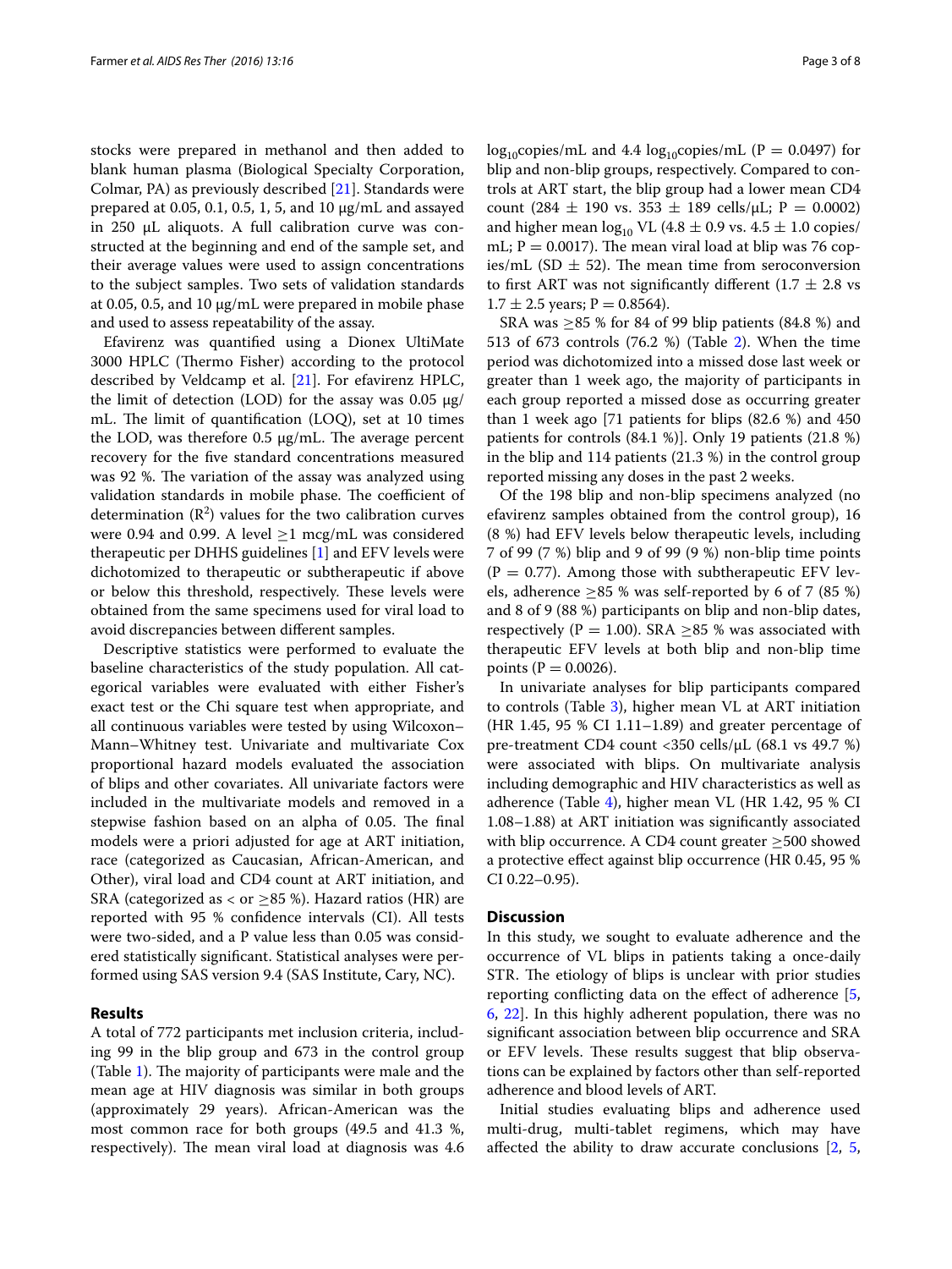stocks were prepared in methanol and then added to blank human plasma (Biological Specialty Corporation, Colmar, PA) as previously described [21]. Standards were prepared at 0.05, 0.1, 0.5, 1, 5, and 10 μg/mL and assayed in 250 μL aliquots. A full calibration curve was constructed at the beginning and end of the sample set, and their average values were used to assign concentrations to the subject samples. Two sets of validation standards at 0.05, 0.5, and 10 μg/mL were prepared in mobile phase and used to assess repeatability of the assay.

Efavirenz was quantified using a Dionex UltiMate 3000 HPLC (Thermo Fisher) according to the protocol described by Veldcamp et al. [21]. For efavirenz HPLC, the limit of detection (LOD) for the assay was 0.05 μg/mL. The limit of quantification (LOQ), set at 10 times the LOD, was therefore 0.5 μg/mL. The average percent recovery for the five standard concentrations measured was 92 %. The variation of the assay was analyzed using validation standards in mobile phase. The coefficient of determination ($R^2$) values for the two calibration curves were 0.94 and 0.99. A level ≥1 mcg/mL was considered therapeutic per DHHS guidelines [1] and EFV levels were dichotomized to therapeutic or subtherapeutic if above or below this threshold, respectively. These levels were obtained from the same specimens used for viral load to avoid discrepancies between different samples.

Descriptive statistics were performed to evaluate the baseline characteristics of the study population. All categorical variables were evaluated with either Fisher's exact test or the Chi square test when appropriate, and all continuous variables were tested by using Wilcoxon–Mann–Whitney test. Univariate and multivariate Cox proportional hazard models evaluated the association of blips and other covariates. All univariate factors were included in the multivariate models and removed in a stepwise fashion based on an alpha of 0.05. The final models were a priori adjusted for age at ART initiation, race (categorized as Caucasian, African-American, and Other), viral load and CD4 count at ART initiation, and SRA (categorized as < or ≥85 %). Hazard ratios (HR) are reported with 95 % confidence intervals (CI). All tests were two-sided, and a P value less than 0.05 was considered statistically significant. Statistical analyses were performed using SAS version 9.4 (SAS Institute, Cary, NC).

## Results

A total of 772 participants met inclusion criteria, including 99 in the blip group and 673 in the control group (Table 1). The majority of participants were male and the mean age at HIV diagnosis was similar in both groups (approximately 29 years). African-American was the most common race for both groups (49.5 and 41.3 %, respectively). The mean viral load at diagnosis was 4.6 $\log_{10}$copies/mL and 4.4 $\log_{10}$copies/mL ($P = 0.0497$) for blip and non-blip groups, respectively. Compared to controls at ART start, the blip group had a lower mean CD4 count (284 ± 190 vs. 353 ± 189 cells/μL; $P = 0.0002$) and higher mean $\log_{10}$ VL (4.8 ± 0.9 vs. 4.5 ± 1.0 copies/mL; $P = 0.0017$). The mean viral load at blip was 76 copies/mL (SD ± 52). The mean time from seroconversion to first ART was not significantly different (1.7 ± 2.8 vs 1.7 ± 2.5 years; $P = 0.8564$).

SRA was ≥85 % for 84 of 99 blip patients (84.8 %) and 513 of 673 controls (76.2 %) (Table 2). When the time period was dichotomized into a missed dose last week or greater than 1 week ago, the majority of participants in each group reported a missed dose as occurring greater than 1 week ago [71 patients for blips (82.6 %) and 450 patients for controls (84.1 %)]. Only 19 patients (21.8 %) in the blip and 114 patients (21.3 %) in the control group reported missing any doses in the past 2 weeks.

Of the 198 blip and non-blip specimens analyzed (no efavirenz samples obtained from the control group), 16 (8 %) had EFV levels below therapeutic levels, including 7 of 99 (7 %) blip and 9 of 99 (9 %) non-blip time points ($P = 0.77$). Among those with subtherapeutic EFV levels, adherence ≥85 % was self-reported by 6 of 7 (85 %) and 8 of 9 (88 %) participants on blip and non-blip dates, respectively ($P = 1.00$). SRA ≥85 % was associated with therapeutic EFV levels at both blip and non-blip time points ($P = 0.0026$).

In univariate analyses for blip participants compared to controls (Table 3), higher mean VL at ART initiation (HR 1.45, 95 % CI 1.11–1.89) and greater percentage of pre-treatment CD4 count <350 cells/μL (68.1 vs 49.7 %) were associated with blips. On multivariate analysis including demographic and HIV characteristics as well as adherence (Table 4), higher mean VL (HR 1.42, 95 % CI 1.08–1.88) at ART initiation was significantly associated with blip occurrence. A CD4 count greater ≥500 showed a protective effect against blip occurrence (HR 0.45, 95 % CI 0.22–0.95).

## Discussion

In this study, we sought to evaluate adherence and the occurrence of VL blips in patients taking a once-daily STR. The etiology of blips is unclear with prior studies reporting conflicting data on the effect of adherence [5, 6, 22]. In this highly adherent population, there was no significant association between blip occurrence and SRA or EFV levels. These results suggest that blip observations can be explained by factors other than self-reported adherence and blood levels of ART.

Initial studies evaluating blips and adherence used multi-drug, multi-tablet regimens, which may have affected the ability to draw accurate conclusions [2, 5,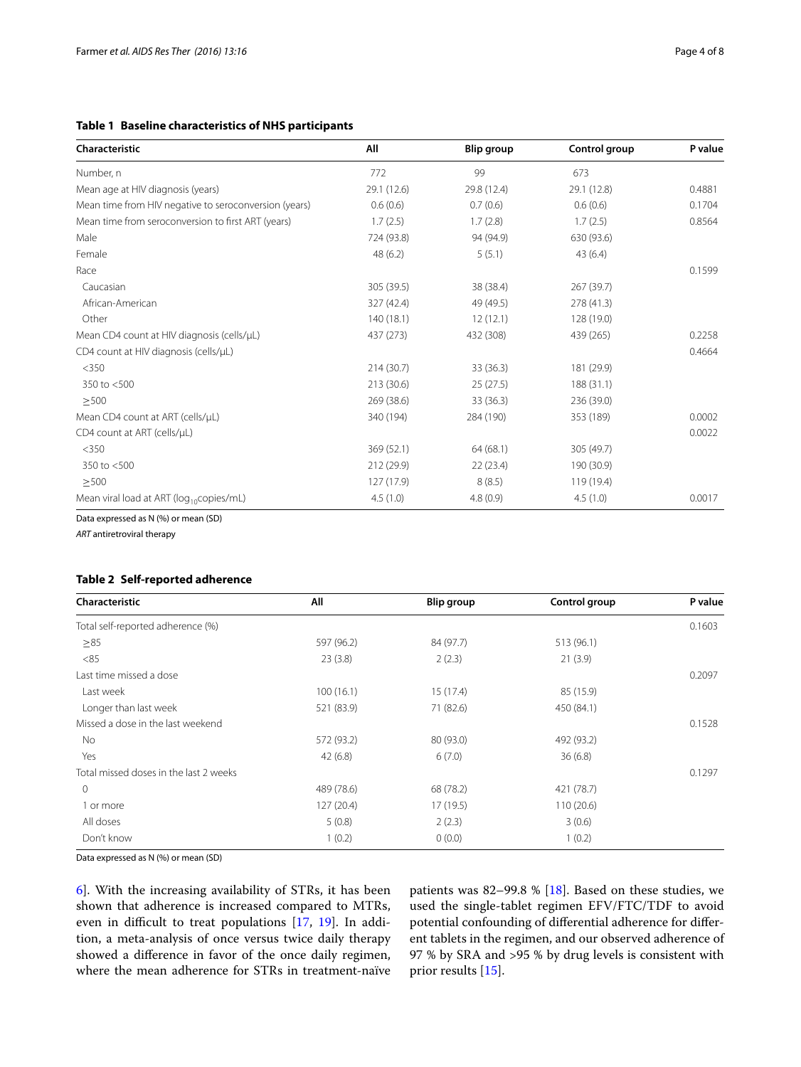**Table 1 Baseline characteristics of NHS participants**

| Characteristic | All | Blip group | Control group | P value |
|---|---|---|---|---|
| Number, n | 772 | 99 | 673 | |
| Mean age at HIV diagnosis (years) | 29.1 (12.6) | 29.8 (12.4) | 29.1 (12.8) | 0.4881 |
| Mean time from HIV negative to seroconversion (years) | 0.6 (0.6) | 0.7 (0.6) | 0.6 (0.6) | 0.1704 |
| Mean time from seroconversion to first ART (years) | 1.7 (2.5) | 1.7 (2.8) | 1.7 (2.5) | 0.8564 |
| Male | 724 (93.8) | 94 (94.9) | 630 (93.6) | |
| Female | 48 (6.2) | 5 (5.1) | 43 (6.4) | |
| Race | | | | 0.1599 |
| Caucasian | 305 (39.5) | 38 (38.4) | 267 (39.7) | |
| African-American | 327 (42.4) | 49 (49.5) | 278 (41.3) | |
| Other | 140 (18.1) | 12 (12.1) | 128 (19.0) | |
| Mean CD4 count at HIV diagnosis (cells/µL) | 437 (273) | 432 (308) | 439 (265) | 0.2258 |
| CD4 count at HIV diagnosis (cells/µL) | | | | 0.4664 |
| <350 | 214 (30.7) | 33 (36.3) | 181 (29.9) | |
| 350 to <500 | 213 (30.6) | 25 (27.5) | 188 (31.1) | |
| ≥500 | 269 (38.6) | 33 (36.3) | 236 (39.0) | |
| Mean CD4 count at ART (cells/µL) | 340 (194) | 284 (190) | 353 (189) | 0.0002 |
| CD4 count at ART (cells/µL) | | | | 0.0022 |
| <350 | 369 (52.1) | 64 (68.1) | 305 (49.7) | |
| 350 to <500 | 212 (29.9) | 22 (23.4) | 190 (30.9) | |
| ≥500 | 127 (17.9) | 8 (8.5) | 119 (19.4) | |
| Mean viral load at ART ($\log_{10}$copies/mL) | 4.5 (1.0) | 4.8 (0.9) | 4.5 (1.0) | 0.0017 |

Data expressed as N (%) or mean (SD)

*ART* antiretroviral therapy

**Table 2 Self-reported adherence**

| Characteristic | All | Blip group | Control group | P value |
|---|---|---|---|---|
| Total self-reported adherence (%) | | | | 0.1603 |
| ≥85 | 597 (96.2) | 84 (97.7) | 513 (96.1) | |
| <85 | 23 (3.8) | 2 (2.3) | 21 (3.9) | |
| Last time missed a dose | | | | 0.2097 |
| Last week | 100 (16.1) | 15 (17.4) | 85 (15.9) | |
| Longer than last week | 521 (83.9) | 71 (82.6) | 450 (84.1) | |
| Missed a dose in the last weekend | | | | 0.1528 |
| No | 572 (93.2) | 80 (93.0) | 492 (93.2) | |
| Yes | 42 (6.8) | 6 (7.0) | 36 (6.8) | |
| Total missed doses in the last 2 weeks | | | | 0.1297 |
| 0 | 489 (78.6) | 68 (78.2) | 421 (78.7) | |
| 1 or more | 127 (20.4) | 17 (19.5) | 110 (20.6) | |
| All doses | 5 (0.8) | 2 (2.3) | 3 (0.6) | |
| Don't know | 1 (0.2) | 0 (0.0) | 1 (0.2) | |

Data expressed as N (%) or mean (SD)

6]. With the increasing availability of STRs, it has been shown that adherence is increased compared to MTRs, even in difficult to treat populations [17, 19]. In addition, a meta-analysis of once versus twice daily therapy showed a difference in favor of the once daily regimen, where the mean adherence for STRs in treatment-naïve patients was 82–99.8 % [18]. Based on these studies, we used the single-tablet regimen EFV/FTC/TDF to avoid potential confounding of differential adherence for different tablets in the regimen, and our observed adherence of 97 % by SRA and >95 % by drug levels is consistent with prior results [15].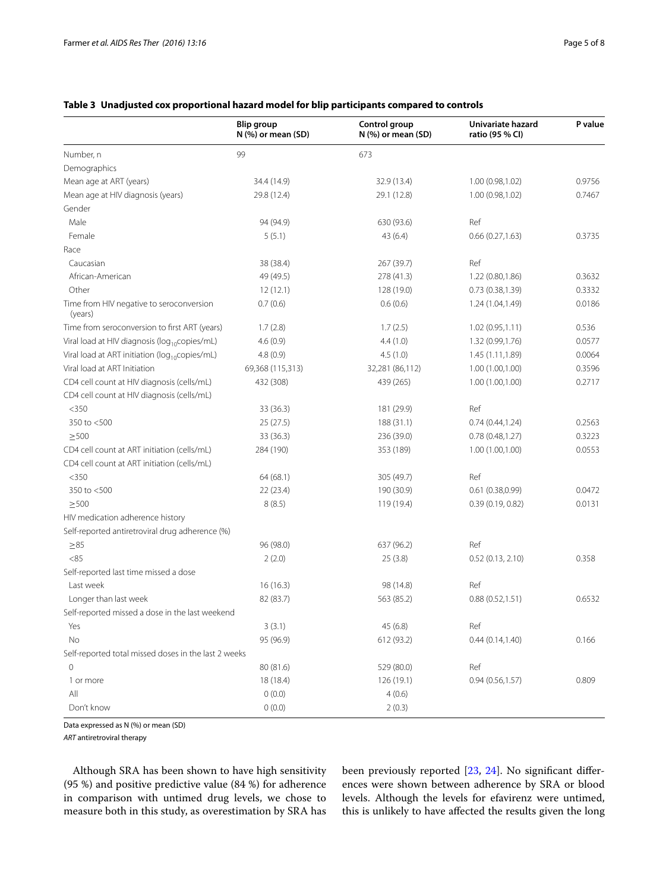**Table 3 Unadjusted cox proportional hazard model for blip participants compared to controls**

| | Blip group N (%) or mean (SD) | Control group N (%) or mean (SD) | Univariate hazard ratio (95 % CI) | P value |
|---|---|---|---|---|
| Number, n | 99 | 673 | | |
| Demographics | | | | |
| Mean age at ART (years) | 34.4 (14.9) | 32.9 (13.4) | 1.00 (0.98,1.02) | 0.9756 |
| Mean age at HIV diagnosis (years) | 29.8 (12.4) | 29.1 (12.8) | 1.00 (0.98,1.02) | 0.7467 |
| Gender | | | | |
| Male | 94 (94.9) | 630 (93.6) | Ref | |
| Female | 5 (5.1) | 43 (6.4) | 0.66 (0.27,1.63) | 0.3735 |
| Race | | | | |
| Caucasian | 38 (38.4) | 267 (39.7) | Ref | |
| African-American | 49 (49.5) | 278 (41.3) | 1.22 (0.80,1.86) | 0.3632 |
| Other | 12 (12.1) | 128 (19.0) | 0.73 (0.38,1.39) | 0.3332 |
| Time from HIV negative to seroconversion (years) | 0.7 (0.6) | 0.6 (0.6) | 1.24 (1.04,1.49) | 0.0186 |
| Time from seroconversion to first ART (years) | 1.7 (2.8) | 1.7 (2.5) | 1.02 (0.95,1.11) | 0.536 |
| Viral load at HIV diagnosis ($log_{10}$copies/mL) | 4.6 (0.9) | 4.4 (1.0) | 1.32 (0.99,1.76) | 0.0577 |
| Viral load at ART initiation ($log_{10}$copies/mL) | 4.8 (0.9) | 4.5 (1.0) | 1.45 (1.11,1.89) | 0.0064 |
| Viral load at ART Initiation | 69,368 (115,313) | 32,281 (86,112) | 1.00 (1.00,1.00) | 0.3596 |
| CD4 cell count at HIV diagnosis (cells/mL) | 432 (308) | 439 (265) | 1.00 (1.00,1.00) | 0.2717 |
| CD4 cell count at HIV diagnosis (cells/mL) | | | | |
| <350 | 33 (36.3) | 181 (29.9) | Ref | |
| 350 to <500 | 25 (27.5) | 188 (31.1) | 0.74 (0.44,1.24) | 0.2563 |
| ≥500 | 33 (36.3) | 236 (39.0) | 0.78 (0.48,1.27) | 0.3223 |
| CD4 cell count at ART initiation (cells/mL) | 284 (190) | 353 (189) | 1.00 (1.00,1.00) | 0.0553 |
| CD4 cell count at ART initiation (cells/mL) | | | | |
| <350 | 64 (68.1) | 305 (49.7) | Ref | |
| 350 to <500 | 22 (23.4) | 190 (30.9) | 0.61 (0.38,0.99) | 0.0472 |
| ≥500 | 8 (8.5) | 119 (19.4) | 0.39 (0.19, 0.82) | 0.0131 |
| HIV medication adherence history | | | | |
| Self-reported antiretroviral drug adherence (%) | | | | |
| ≥85 | 96 (98.0) | 637 (96.2) | Ref | |
| <85 | 2 (2.0) | 25 (3.8) | 0.52 (0.13, 2.10) | 0.358 |
| Self-reported last time missed a dose | | | | |
| Last week | 16 (16.3) | 98 (14.8) | Ref | |
| Longer than last week | 82 (83.7) | 563 (85.2) | 0.88 (0.52,1.51) | 0.6532 |
| Self-reported missed a dose in the last weekend | | | | |
| Yes | 3 (3.1) | 45 (6.8) | Ref | |
| No | 95 (96.9) | 612 (93.2) | 0.44 (0.14,1.40) | 0.166 |
| Self-reported total missed doses in the last 2 weeks | | | | |
| 0 | 80 (81.6) | 529 (80.0) | Ref | |
| 1 or more | 18 (18.4) | 126 (19.1) | 0.94 (0.56,1.57) | 0.809 |
| All | 0 (0.0) | 4 (0.6) | | |
| Don't know | 0 (0.0) | 2 (0.3) | | |

Data expressed as N (%) or mean (SD)

*ART* antiretroviral therapy

Although SRA has been shown to have high sensitivity (95 %) and positive predictive value (84 %) for adherence in comparison with untimed drug levels, we chose to measure both in this study, as overestimation by SRA has been previously reported [23, 24]. No significant differences were shown between adherence by SRA or blood levels. Although the levels for efavirenz were untimed, this is unlikely to have affected the results given the long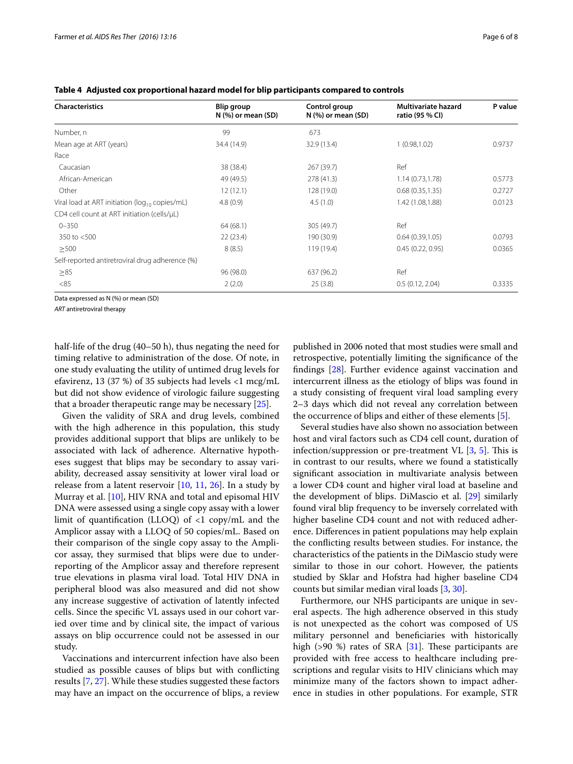**Table 4 Adjusted cox proportional hazard model for blip participants compared to controls**

| Characteristics | Blip group N (%) or mean (SD) | Control group N (%) or mean (SD) | Multivariate hazard ratio (95 % CI) | P value |
|---|---|---|---|---|
| Number, n | 99 | 673 | | |
| Mean age at ART (years) | 34.4 (14.9) | 32.9 (13.4) | 1 (0.98,1.02) | 0.9737 |
| Race | | | | |
| Caucasian | 38 (38.4) | 267 (39.7) | Ref | |
| African-American | 49 (49.5) | 278 (41.3) | 1.14 (0.73,1.78) | 0.5773 |
| Other | 12 (12.1) | 128 (19.0) | 0.68 (0.35,1.35) | 0.2727 |
| Viral load at ART initiation ($\log_{10}$ copies/mL) | 4.8 (0.9) | 4.5 (1.0) | 1.42 (1.08,1.88) | 0.0123 |
| CD4 cell count at ART initiation (cells/μL) | | | | |
| 0–350 | 64 (68.1) | 305 (49.7) | Ref | |
| 350 to <500 | 22 (23.4) | 190 (30.9) | 0.64 (0.39,1.05) | 0.0793 |
| ≥500 | 8 (8.5) | 119 (19.4) | 0.45 (0.22, 0.95) | 0.0365 |
| Self-reported antiretroviral drug adherence (%) | | | | |
| ≥85 | 96 (98.0) | 637 (96.2) | Ref | |
| <85 | 2 (2.0) | 25 (3.8) | 0.5 (0.12, 2.04) | 0.3335 |

Data expressed as N (%) or mean (SD)

*ART* antiretroviral therapy

half-life of the drug (40–50 h), thus negating the need for timing relative to administration of the dose. Of note, in one study evaluating the utility of untimed drug levels for efavirenz, 13 (37 %) of 35 subjects had levels <1 mcg/mL but did not show evidence of virologic failure suggesting that a broader therapeutic range may be necessary [25].

Given the validity of SRA and drug levels, combined with the high adherence in this population, this study provides additional support that blips are unlikely to be associated with lack of adherence. Alternative hypotheses suggest that blips may be secondary to assay variability, decreased assay sensitivity at lower viral load or release from a latent reservoir [10, 11, 26]. In a study by Murray et al. [10], HIV RNA and total and episomal HIV DNA were assessed using a single copy assay with a lower limit of quantification (LLOQ) of <1 copy/mL and the Amplicor assay with a LLOQ of 50 copies/mL. Based on their comparison of the single copy assay to the Amplicor assay, they surmised that blips were due to underreporting of the Amplicor assay and therefore represent true elevations in plasma viral load. Total HIV DNA in peripheral blood was also measured and did not show any increase suggestive of activation of latently infected cells. Since the specific VL assays used in our cohort varied over time and by clinical site, the impact of various assays on blip occurrence could not be assessed in our study.

Vaccinations and intercurrent infection have also been studied as possible causes of blips but with conflicting results [7, 27]. While these studies suggested these factors may have an impact on the occurrence of blips, a review published in 2006 noted that most studies were small and retrospective, potentially limiting the significance of the findings [28]. Further evidence against vaccination and intercurrent illness as the etiology of blips was found in a study consisting of frequent viral load sampling every 2–3 days which did not reveal any correlation between the occurrence of blips and either of these elements [5].

Several studies have also shown no association between host and viral factors such as CD4 cell count, duration of infection/suppression or pre-treatment VL [3, 5]. This is in contrast to our results, where we found a statistically significant association in multivariate analysis between a lower CD4 count and higher viral load at baseline and the development of blips. DiMascio et al. [29] similarly found viral blip frequency to be inversely correlated with higher baseline CD4 count and not with reduced adherence. Differences in patient populations may help explain the conflicting results between studies. For instance, the characteristics of the patients in the DiMascio study were similar to those in our cohort. However, the patients studied by Sklar and Hofstra had higher baseline CD4 counts but similar median viral loads [3, 30].

Furthermore, our NHS participants are unique in several aspects. The high adherence observed in this study is not unexpected as the cohort was composed of US military personnel and beneficiaries with historically high (>90 %) rates of SRA [31]. These participants are provided with free access to healthcare including prescriptions and regular visits to HIV clinicians which may minimize many of the factors shown to impact adherence in studies in other populations. For example, STR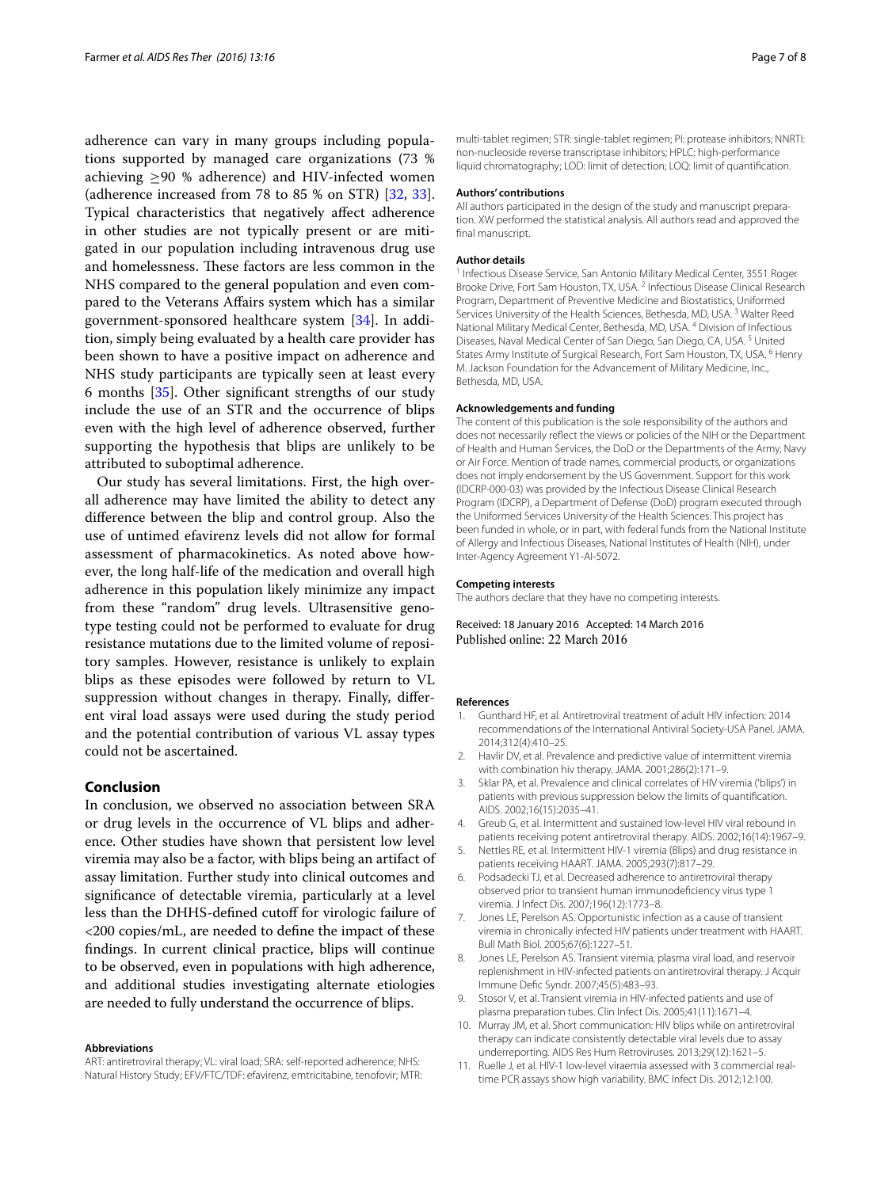adherence can vary in many groups including populations supported by managed care organizations (73 % achieving ≥90 % adherence) and HIV-infected women (adherence increased from 78 to 85 % on STR) [32, 33]. Typical characteristics that negatively affect adherence in other studies are not typically present or are mitigated in our population including intravenous drug use and homelessness. These factors are less common in the NHS compared to the general population and even compared to the Veterans Affairs system which has a similar government-sponsored healthcare system [34]. In addition, simply being evaluated by a health care provider has been shown to have a positive impact on adherence and NHS study participants are typically seen at least every 6 months [35]. Other significant strengths of our study include the use of an STR and the occurrence of blips even with the high level of adherence observed, further supporting the hypothesis that blips are unlikely to be attributed to suboptimal adherence.

Our study has several limitations. First, the high overall adherence may have limited the ability to detect any difference between the blip and control group. Also the use of untimed efavirenz levels did not allow for formal assessment of pharmacokinetics. As noted above however, the long half-life of the medication and overall high adherence in this population likely minimize any impact from these "random" drug levels. Ultrasensitive genotype testing could not be performed to evaluate for drug resistance mutations due to the limited volume of repository samples. However, resistance is unlikely to explain blips as these episodes were followed by return to VL suppression without changes in therapy. Finally, different viral load assays were used during the study period and the potential contribution of various VL assay types could not be ascertained.

## Conclusion

In conclusion, we observed no association between SRA or drug levels in the occurrence of VL blips and adherence. Other studies have shown that persistent low level viremia may also be a factor, with blips being an artifact of assay limitation. Further study into clinical outcomes and significance of detectable viremia, particularly at a level less than the DHHS-defined cutoff for virologic failure of <200 copies/mL, are needed to define the impact of these findings. In current clinical practice, blips will continue to be observed, even in populations with high adherence, and additional studies investigating alternate etiologies are needed to fully understand the occurrence of blips.

#### Abbreviations

ART: antiretroviral therapy; VL: viral load; SRA: self-reported adherence; NHS: Natural History Study; EFV/FTC/TDF: efavirenz, emtricitabine, tenofovir; MTR: multi-tablet regimen; STR: single-tablet regimen; PI: protease inhibitors; NNRTI: non-nucleoside reverse transcriptase inhibitors; HPLC: high-performance liquid chromatography; LOD: limit of detection; LOQ: limit of quantification.

#### Authors' contributions

All authors participated in the design of the study and manuscript preparation. XW performed the statistical analysis. All authors read and approved the final manuscript.

#### Author details

[1] Infectious Disease Service, San Antonio Military Medical Center, 3551 Roger Brooke Drive, Fort Sam Houston, TX, USA. [2] Infectious Disease Clinical Research Program, Department of Preventive Medicine and Biostatistics, Uniformed Services University of the Health Sciences, Bethesda, MD, USA. [3] Walter Reed National Military Medical Center, Bethesda, MD, USA. [4] Division of Infectious Diseases, Naval Medical Center of San Diego, San Diego, CA, USA. [5] United States Army Institute of Surgical Research, Fort Sam Houston, TX, USA. [6] Henry M. Jackson Foundation for the Advancement of Military Medicine, Inc., Bethesda, MD, USA.

#### Acknowledgements and funding

The content of this publication is the sole responsibility of the authors and does not necessarily reflect the views or policies of the NIH or the Department of Health and Human Services, the DoD or the Departments of the Army, Navy or Air Force. Mention of trade names, commercial products, or organizations does not imply endorsement by the US Government. Support for this work (IDCRP-000-03) was provided by the Infectious Disease Clinical Research Program (IDCRP), a Department of Defense (DoD) program executed through the Uniformed Services University of the Health Sciences. This project has been funded in whole, or in part, with federal funds from the National Institute of Allergy and Infectious Diseases, National Institutes of Health (NIH), under Inter-Agency Agreement Y1-AI-5072.

#### Competing interests

The authors declare that they have no competing interests.

Received: 18 January 2016 Accepted: 14 March 2016
Published online: 22 March 2016

#### References

1. Gunthard HF, et al. Antiretroviral treatment of adult HIV infection: 2014 recommendations of the International Antiviral Society-USA Panel. JAMA. 2014;312(4):410–25.
2. Havlir DV, et al. Prevalence and predictive value of intermittent viremia with combination hiv therapy. JAMA. 2001;286(2):171–9.
3. Sklar PA, et al. Prevalence and clinical correlates of HIV viremia ('blips') in patients with previous suppression below the limits of quantification. AIDS. 2002;16(15):2035–41.
4. Greub G, et al. Intermittent and sustained low-level HIV viral rebound in patients receiving potent antiretroviral therapy. AIDS. 2002;16(14):1967–9.
5. Nettles RE, et al. Intermittent HIV-1 viremia (Blips) and drug resistance in patients receiving HAART. JAMA. 2005;293(7):817–29.
6. Podsadecki TJ, et al. Decreased adherence to antiretroviral therapy observed prior to transient human immunodeficiency virus type 1 viremia. J Infect Dis. 2007;196(12):1773–8.
7. Jones LE, Perelson AS. Opportunistic infection as a cause of transient viremia in chronically infected HIV patients under treatment with HAART. Bull Math Biol. 2005;67(6):1227–51.
8. Jones LE, Perelson AS. Transient viremia, plasma viral load, and reservoir replenishment in HIV-infected patients on antiretroviral therapy. J Acquir Immune Defic Syndr. 2007;45(5):483–93.
9. Stosor V, et al. Transient viremia in HIV-infected patients and use of plasma preparation tubes. Clin Infect Dis. 2005;41(11):1671–4.
10. Murray JM, et al. Short communication: HIV blips while on antiretroviral therapy can indicate consistently detectable viral levels due to assay underreporting. AIDS Res Hum Retroviruses. 2013;29(12):1621–5.
11. Ruelle J, et al. HIV-1 low-level viraemia assessed with 3 commercial real-time PCR assays show high variability. BMC Infect Dis. 2012;12:100.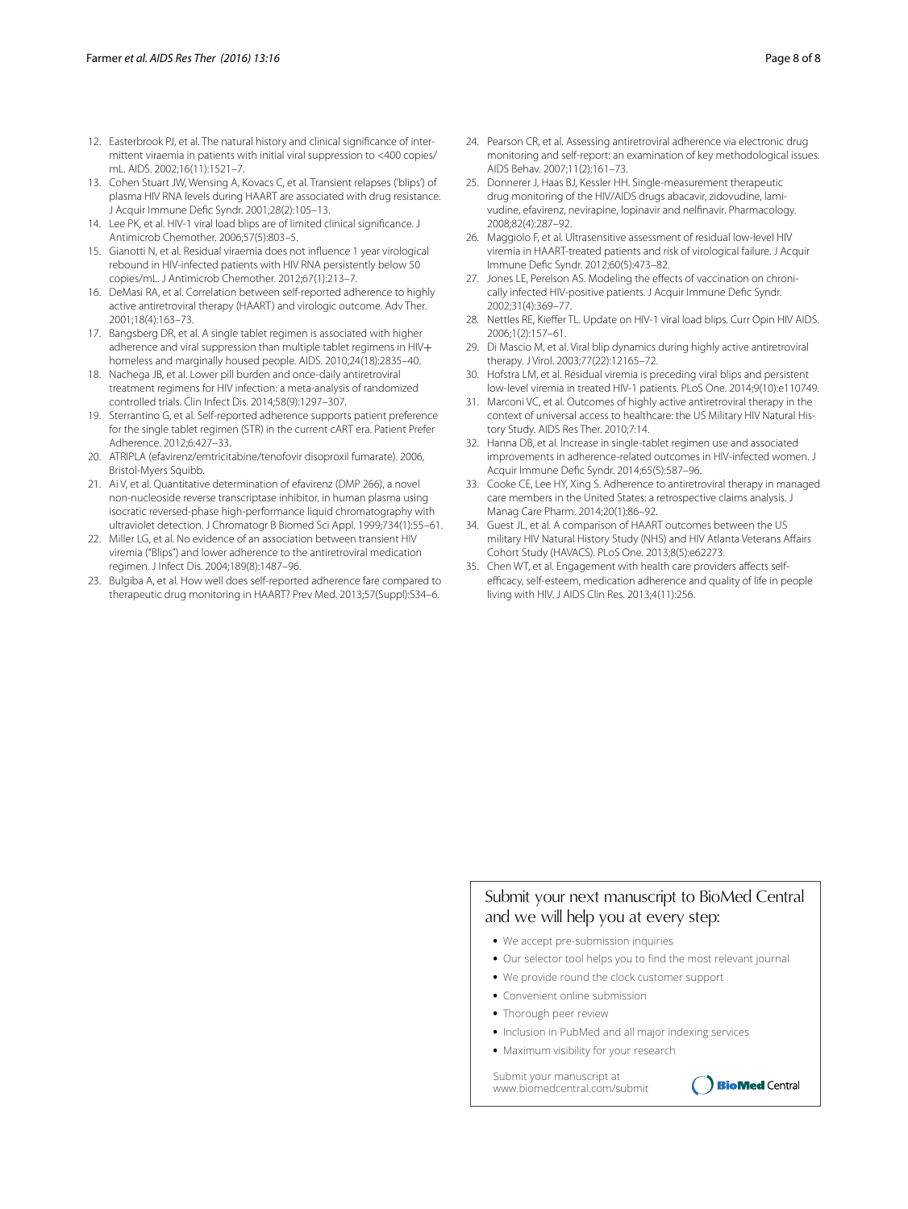12. Easterbrook PJ, et al. The natural history and clinical significance of intermittent viraemia in patients with initial viral suppression to <400 copies/mL. AIDS. 2002;16(11):1521–7.
13. Cohen Stuart JW, Wensing A, Kovacs C, et al. Transient relapses ('blips') of plasma HIV RNA levels during HAART are associated with drug resistance. J Acquir Immune Defic Syndr. 2001;28(2):105–13.
14. Lee PK, et al. HIV-1 viral load blips are of limited clinical significance. J Antimicrob Chemother. 2006;57(5):803–5.
15. Gianotti N, et al. Residual viraemia does not influence 1 year virological rebound in HIV-infected patients with HIV RNA persistently below 50 copies/mL. J Antimicrob Chemother. 2012;67(1):213–7.
16. DeMasi RA, et al. Correlation between self-reported adherence to highly active antiretroviral therapy (HAART) and virologic outcome. Adv Ther. 2001;18(4):163–73.
17. Bangsberg DR, et al. A single tablet regimen is associated with higher adherence and viral suppression than multiple tablet regimens in HIV+ homeless and marginally housed people. AIDS. 2010;24(18):2835–40.
18. Nachega JB, et al. Lower pill burden and once-daily antiretroviral treatment regimens for HIV infection: a meta-analysis of randomized controlled trials. Clin Infect Dis. 2014;58(9):1297–307.
19. Sterrantino G, et al. Self-reported adherence supports patient preference for the single tablet regimen (STR) in the current cART era. Patient Prefer Adherence. 2012;6:427–33.
20. ATRIPLA (efavirenz/emtricitabine/tenofovir disoproxil fumarate). 2006, Bristol-Myers Squibb.
21. Ai V, et al. Quantitative determination of efavirenz (DMP 266), a novel non-nucleoside reverse transcriptase inhibitor, in human plasma using isocratic reversed-phase high-performance liquid chromatography with ultraviolet detection. J Chromatogr B Biomed Sci Appl. 1999;734(1):55–61.
22. Miller LG, et al. No evidence of an association between transient HIV viremia ("Blips") and lower adherence to the antiretroviral medication regimen. J Infect Dis. 2004;189(8):1487–96.
23. Bulgiba A, et al. How well does self-reported adherence fare compared to therapeutic drug monitoring in HAART? Prev Med. 2013;57(Suppl):S34–6.
24. Pearson CR, et al. Assessing antiretroviral adherence via electronic drug monitoring and self-report: an examination of key methodological issues. AIDS Behav. 2007;11(2):161–73.
25. Donnerer J, Haas BJ, Kessler HH. Single-measurement therapeutic drug monitoring of the HIV/AIDS drugs abacavir, zidovudine, lamivudine, efavirenz, nevirapine, lopinavir and nelfinavir. Pharmacology. 2008;82(4):287–92.
26. Maggiolo F, et al. Ultrasensitive assessment of residual low-level HIV viremia in HAART-treated patients and risk of virological failure. J Acquir Immune Defic Syndr. 2012;60(5):473–82.
27. Jones LE, Perelson AS. Modeling the effects of vaccination on chronically infected HIV-positive patients. J Acquir Immune Defic Syndr. 2002;31(4):369–77.
28. Nettles RE, Kieffer TL. Update on HIV-1 viral load blips. Curr Opin HIV AIDS. 2006;1(2):157–61.
29. Di Mascio M, et al. Viral blip dynamics during highly active antiretroviral therapy. J Virol. 2003;77(22):12165–72.
30. Hofstra LM, et al. Residual viremia is preceding viral blips and persistent low-level viremia in treated HIV-1 patients. PLoS One. 2014;9(10):e110749.
31. Marconi VC, et al. Outcomes of highly active antiretroviral therapy in the context of universal access to healthcare: the US Military HIV Natural History Study. AIDS Res Ther. 2010;7:14.
32. Hanna DB, et al. Increase in single-tablet regimen use and associated improvements in adherence-related outcomes in HIV-infected women. J Acquir Immune Defic Syndr. 2014;65(5):587–96.
33. Cooke CE, Lee HY, Xing S. Adherence to antiretroviral therapy in managed care members in the United States: a retrospective claims analysis. J Manag Care Pharm. 2014;20(1):86–92.
34. Guest JL, et al. A comparison of HAART outcomes between the US military HIV Natural History Study (NHS) and HIV Atlanta Veterans Affairs Cohort Study (HAVACS). PLoS One. 2013;8(5):e62273.
35. Chen WT, et al. Engagement with health care providers affects self-efficacy, self-esteem, medication adherence and quality of life in people living with HIV. J AIDS Clin Res. 2013;4(11):256.

Submit your next manuscript to BioMed Central and we will help you at every step:

- We accept pre-submission inquiries
- Our selector tool helps you to find the most relevant journal
- We provide round the clock customer support
- Convenient online submission
- Thorough peer review
- Inclusion in PubMed and all major indexing services
- Maximum visibility for your research

Submit your manuscript at www.biomedcentral.com/submit

BioMed Central